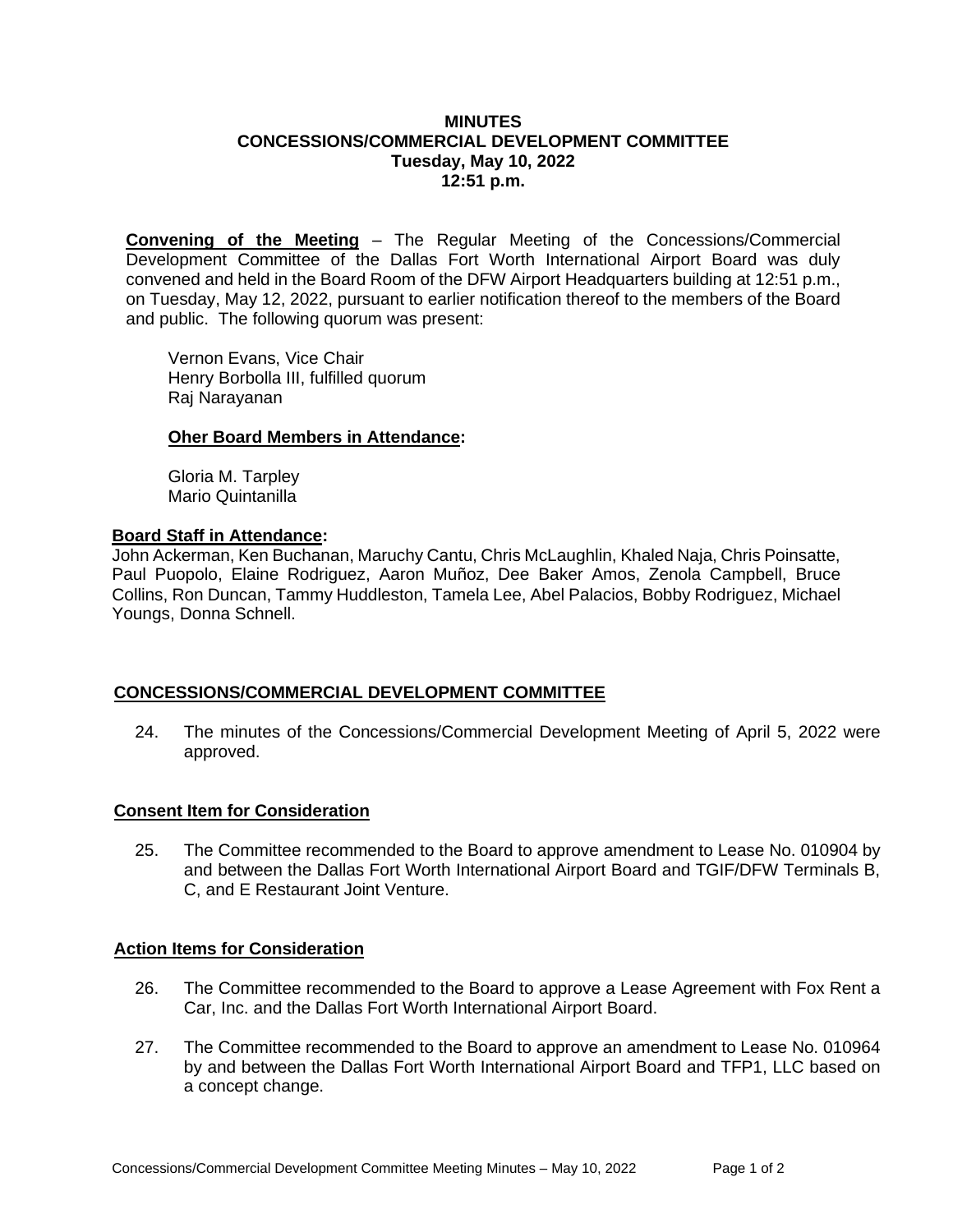# MINUTES
## CONCESSIONS/COMMERCIAL DEVELOPMENT COMMITTEE
### Tuesday, May 10, 2022
### 12:51 p.m.

**Convening of the Meeting** – The Regular Meeting of the Concessions/Commercial Development Committee of the Dallas Fort Worth International Airport Board was duly convened and held in the Board Room of the DFW Airport Headquarters building at 12:51 p.m., on Tuesday, May 12, 2022, pursuant to earlier notification thereof to the members of the Board and public. The following quorum was present:

Vernon Evans, Vice Chair
Henry Borbolla III, fulfilled quorum
Raj Narayanan

**Oher Board Members in Attendance:**

Gloria M. Tarpley
Mario Quintanilla

**Board Staff in Attendance:**
John Ackerman, Ken Buchanan, Maruchy Cantu, Chris McLaughlin, Khaled Naja, Chris Poinsatte, Paul Puopolo, Elaine Rodriguez, Aaron Muñoz, Dee Baker Amos, Zenola Campbell, Bruce Collins, Ron Duncan, Tammy Huddleston, Tamela Lee, Abel Palacios, Bobby Rodriguez, Michael Youngs, Donna Schnell.

## CONCESSIONS/COMMERCIAL DEVELOPMENT COMMITTEE

24. The minutes of the Concessions/Commercial Development Meeting of April 5, 2022 were approved.

### Consent Item for Consideration

25. The Committee recommended to the Board to approve amendment to Lease No. 010904 by and between the Dallas Fort Worth International Airport Board and TGIF/DFW Terminals B, C, and E Restaurant Joint Venture.

### Action Items for Consideration

26. The Committee recommended to the Board to approve a Lease Agreement with Fox Rent a Car, Inc. and the Dallas Fort Worth International Airport Board.

27. The Committee recommended to the Board to approve an amendment to Lease No. 010964 by and between the Dallas Fort Worth International Airport Board and TFP1, LLC based on a concept change.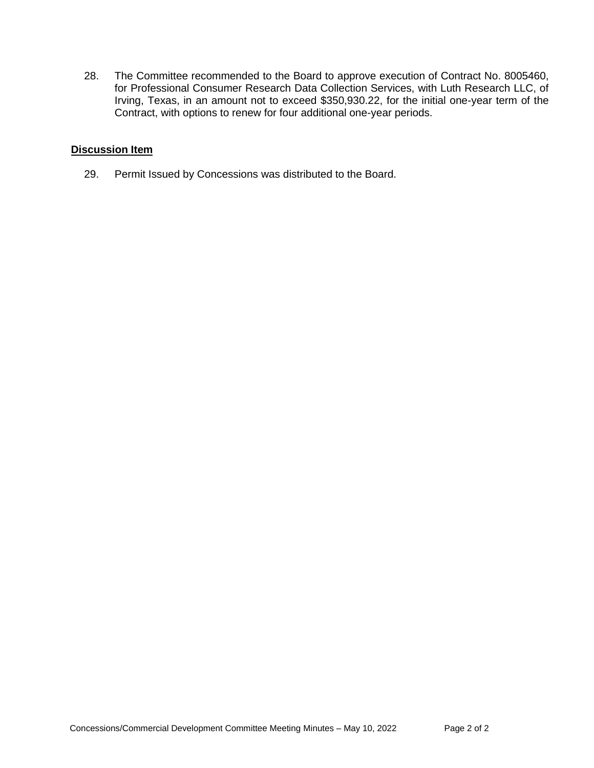28. The Committee recommended to the Board to approve execution of Contract No. 8005460, for Professional Consumer Research Data Collection Services, with Luth Research LLC, of Irving, Texas, in an amount not to exceed $350,930.22, for the initial one-year term of the Contract, with options to renew for four additional one-year periods.

**Discussion Item**

29. Permit Issued by Concessions was distributed to the Board.